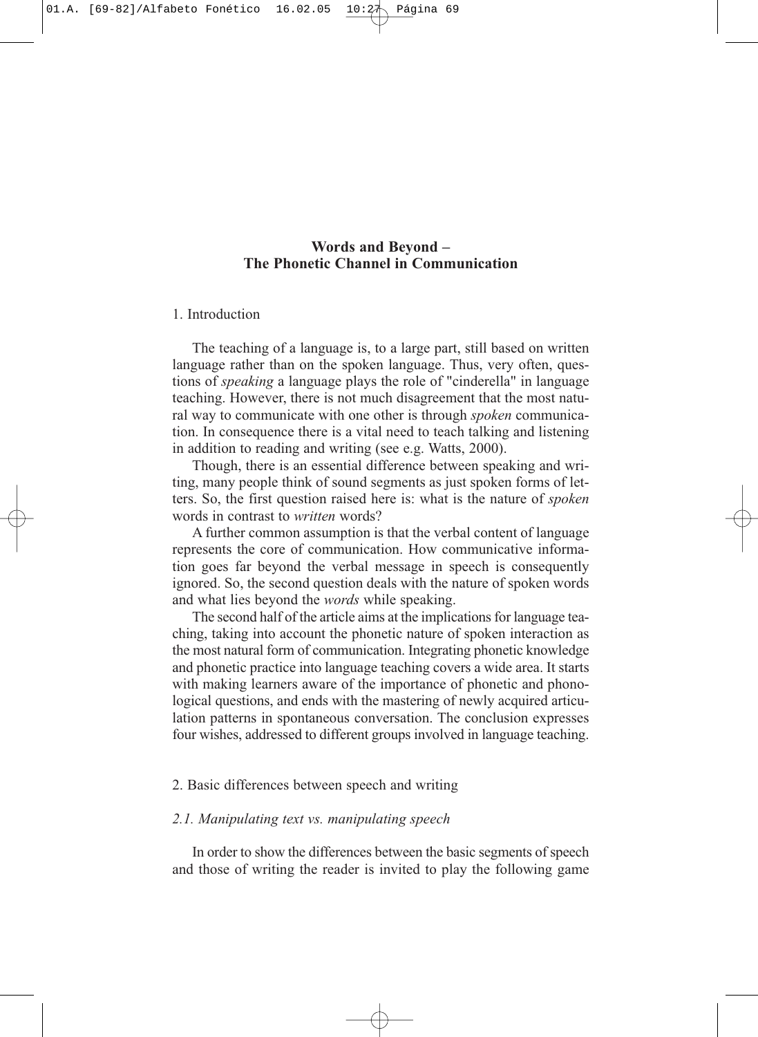# Words and Beyond – The Phonetic Channel in Communication

## 1. Introduction

The teaching of a language is, to a large part, still based on written language rather than on the spoken language. Thus, very often, questions of *speaking* a language plays the role of "cinderella" in language teaching. However, there is not much disagreement that the most natural way to communicate with one other is through *spoken* communication. In consequence there is a vital need to teach talking and listening in addition to reading and writing (see e.g. Watts, 2000).

Though, there is an essential difference between speaking and writing, many people think of sound segments as just spoken forms of letters. So, the first question raised here is: what is the nature of *spoken* words in contrast to *written* words?

A further common assumption is that the verbal content of language represents the core of communication. How communicative information goes far beyond the verbal message in speech is consequently ignored. So, the second question deals with the nature of spoken words and what lies beyond the *words* while speaking.

The second half of the article aims at the implications for language teaching, taking into account the phonetic nature of spoken interaction as the most natural form of communication. Integrating phonetic knowledge and phonetic practice into language teaching covers a wide area. It starts with making learners aware of the importance of phonetic and phonological questions, and ends with the mastering of newly acquired articulation patterns in spontaneous conversation. The conclusion expresses four wishes, addressed to different groups involved in language teaching.

## 2. Basic differences between speech and writing

### *2.1. Manipulating text vs. manipulating speech*

In order to show the differences between the basic segments of speech and those of writing the reader is invited to play the following game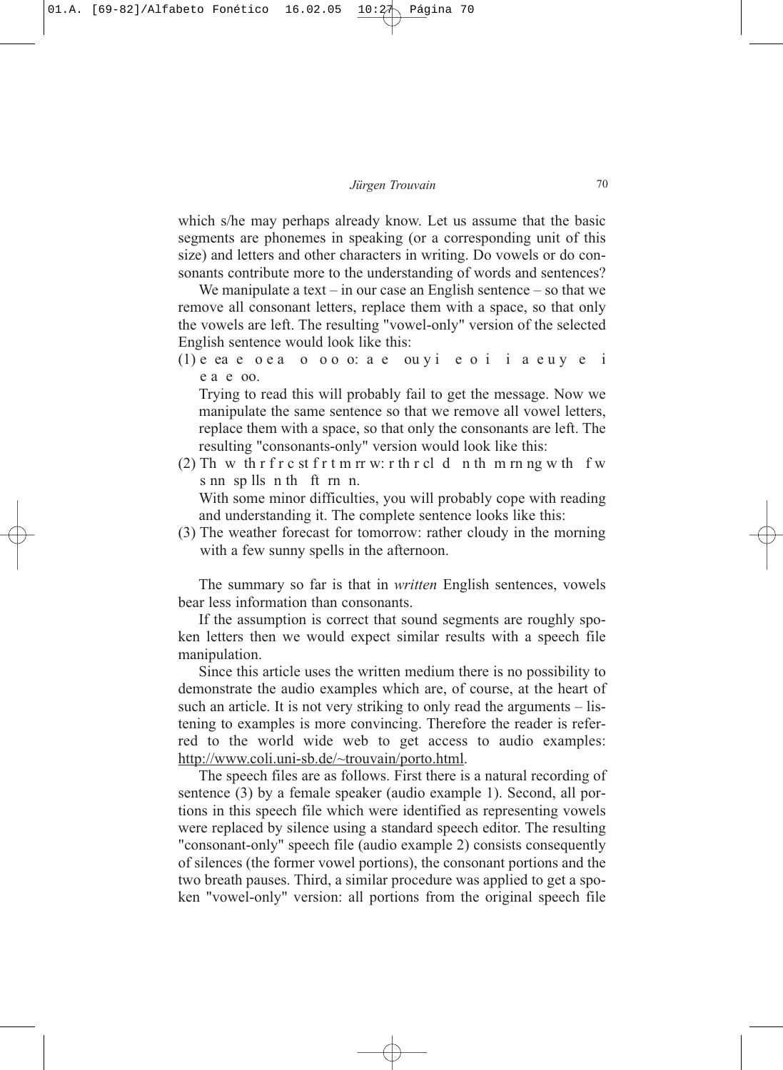which s/he may perhaps already know. Let us assume that the basic segments are phonemes in speaking (or a corresponding unit of this size) and letters and other characters in writing. Do vowels or do consonants contribute more to the understanding of words and sentences?

We manipulate a text – in our case an English sentence – so that we remove all consonant letters, replace them with a space, so that only the vowels are left. The resulting "vowel-only" version of the selected English sentence would look like this:

(1) e ea e oea o oo o: a e ou y i e o i i a e u y e i e a e oo.

Trying to read this will probably fail to get the message. Now we manipulate the same sentence so that we remove all vowel letters, replace them with a space, so that only the consonants are left. The resulting "consonants-only" version would look like this:

(2) Th w th r f r c st f r t m rr w: r th r cl d n th m rn ng w th f w s nn sp lls n th ft rn n.

With some minor difficulties, you will probably cope with reading and understanding it. The complete sentence looks like this:

(3) The weather forecast for tomorrow: rather cloudy in the morning with a few sunny spells in the afternoon.

The summary so far is that in *written* English sentences, vowels bear less information than consonants.

If the assumption is correct that sound segments are roughly spoken letters then we would expect similar results with a speech file manipulation.

Since this article uses the written medium there is no possibility to demonstrate the audio examples which are, of course, at the heart of such an article. It is not very striking to only read the arguments – listening to examples is more convincing. Therefore the reader is referred to the world wide web to get access to audio examples: http://www.coli.uni-sb.de/~trouvain/porto.html.

The speech files are as follows. First there is a natural recording of sentence (3) by a female speaker (audio example 1). Second, all portions in this speech file which were identified as representing vowels were replaced by silence using a standard speech editor. The resulting "consonant-only" speech file (audio example 2) consists consequently of silences (the former vowel portions), the consonant portions and the two breath pauses. Third, a similar procedure was applied to get a spoken "vowel-only" version: all portions from the original speech file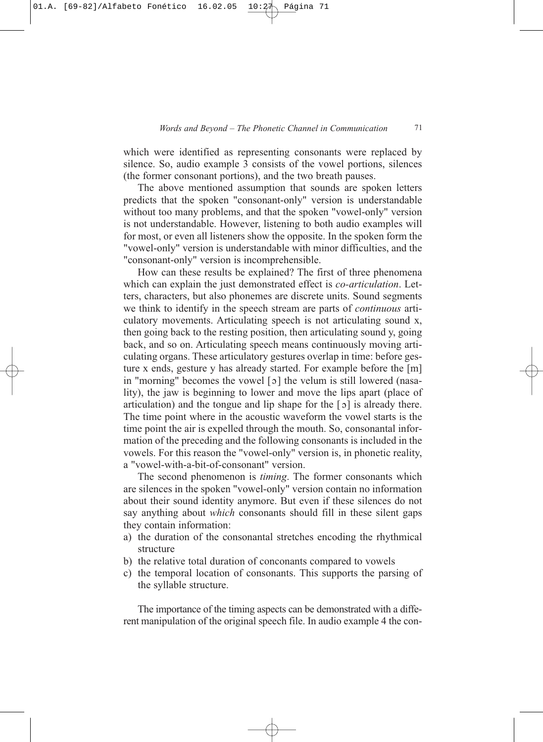which were identified as representing consonants were replaced by silence. So, audio example 3 consists of the vowel portions, silences (the former consonant portions), and the two breath pauses.

The above mentioned assumption that sounds are spoken letters predicts that the spoken "consonant-only" version is understandable without too many problems, and that the spoken "vowel-only" version is not understandable. However, listening to both audio examples will for most, or even all listeners show the opposite. In the spoken form the "vowel-only" version is understandable with minor difficulties, and the "consonant-only" version is incomprehensible.

How can these results be explained? The first of three phenomena which can explain the just demonstrated effect is *co-articulation*. Letters, characters, but also phonemes are discrete units. Sound segments we think to identify in the speech stream are parts of *continuous* articulatory movements. Articulating speech is not articulating sound x, then going back to the resting position, then articulating sound y, going back, and so on. Articulating speech means continuously moving articulating organs. These articulatory gestures overlap in time: before gesture x ends, gesture y has already started. For example before the [m] in "morning" becomes the vowel [ɔ] the velum is still lowered (nasality), the jaw is beginning to lower and move the lips apart (place of articulation) and the tongue and lip shape for the [ɔ] is already there. The time point where in the acoustic waveform the vowel starts is the time point the air is expelled through the mouth. So, consonantal information of the preceding and the following consonants is included in the vowels. For this reason the "vowel-only" version is, in phonetic reality, a "vowel-with-a-bit-of-consonant" version.

The second phenomenon is *timing*. The former consonants which are silences in the spoken "vowel-only" version contain no information about their sound identity anymore. But even if these silences do not say anything about *which* consonants should fill in these silent gaps they contain information:

a) the duration of the consonantal stretches encoding the rhythmical structure
b) the relative total duration of conconants compared to vowels
c) the temporal location of consonants. This supports the parsing of the syllable structure.

The importance of the timing aspects can be demonstrated with a different manipulation of the original speech file. In audio example 4 the con-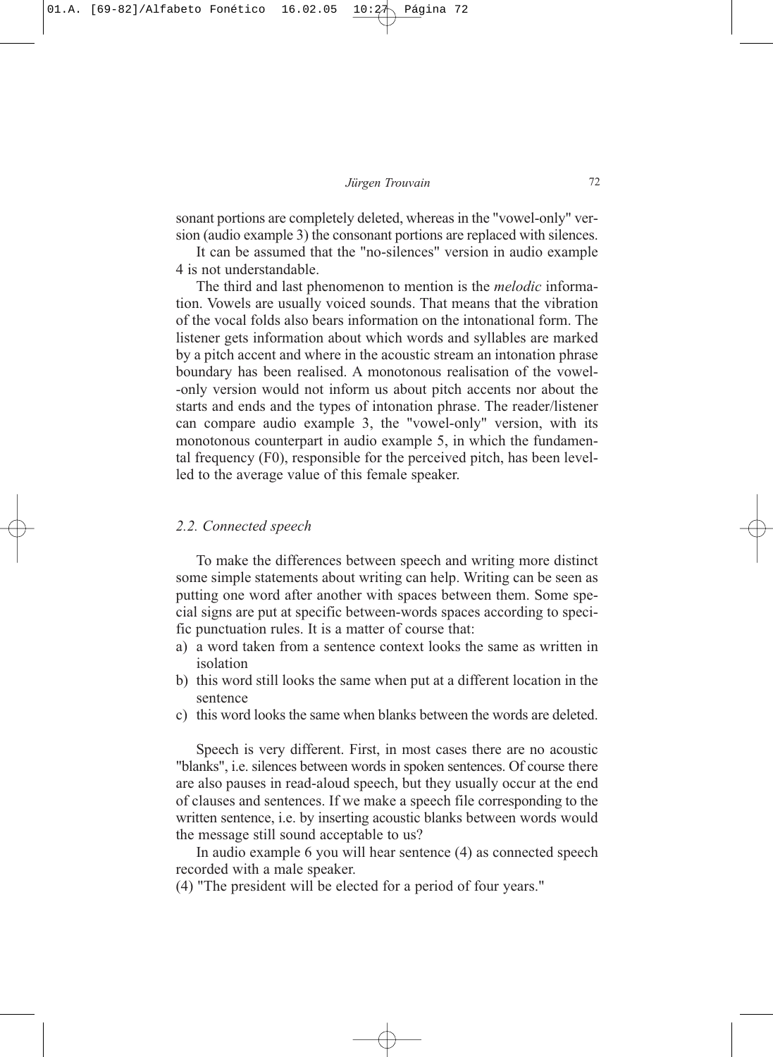sonant portions are completely deleted, whereas in the "vowel-only" version (audio example 3) the consonant portions are replaced with silences.

It can be assumed that the "no-silences" version in audio example 4 is not understandable.

The third and last phenomenon to mention is the *melodic* information. Vowels are usually voiced sounds. That means that the vibration of the vocal folds also bears information on the intonational form. The listener gets information about which words and syllables are marked by a pitch accent and where in the acoustic stream an intonation phrase boundary has been realised. A monotonous realisation of the vowel--only version would not inform us about pitch accents nor about the starts and ends and the types of intonation phrase. The reader/listener can compare audio example 3, the "vowel-only" version, with its monotonous counterpart in audio example 5, in which the fundamental frequency (F0), responsible for the perceived pitch, has been levelled to the average value of this female speaker.

### *2.2. Connected speech*

To make the differences between speech and writing more distinct some simple statements about writing can help. Writing can be seen as putting one word after another with spaces between them. Some special signs are put at specific between-words spaces according to specific punctuation rules. It is a matter of course that:

a) a word taken from a sentence context looks the same as written in isolation
b) this word still looks the same when put at a different location in the sentence
c) this word looks the same when blanks between the words are deleted.

Speech is very different. First, in most cases there are no acoustic "blanks", i.e. silences between words in spoken sentences. Of course there are also pauses in read-aloud speech, but they usually occur at the end of clauses and sentences. If we make a speech file corresponding to the written sentence, i.e. by inserting acoustic blanks between words would the message still sound acceptable to us?

In audio example 6 you will hear sentence (4) as connected speech recorded with a male speaker.

(4) "The president will be elected for a period of four years."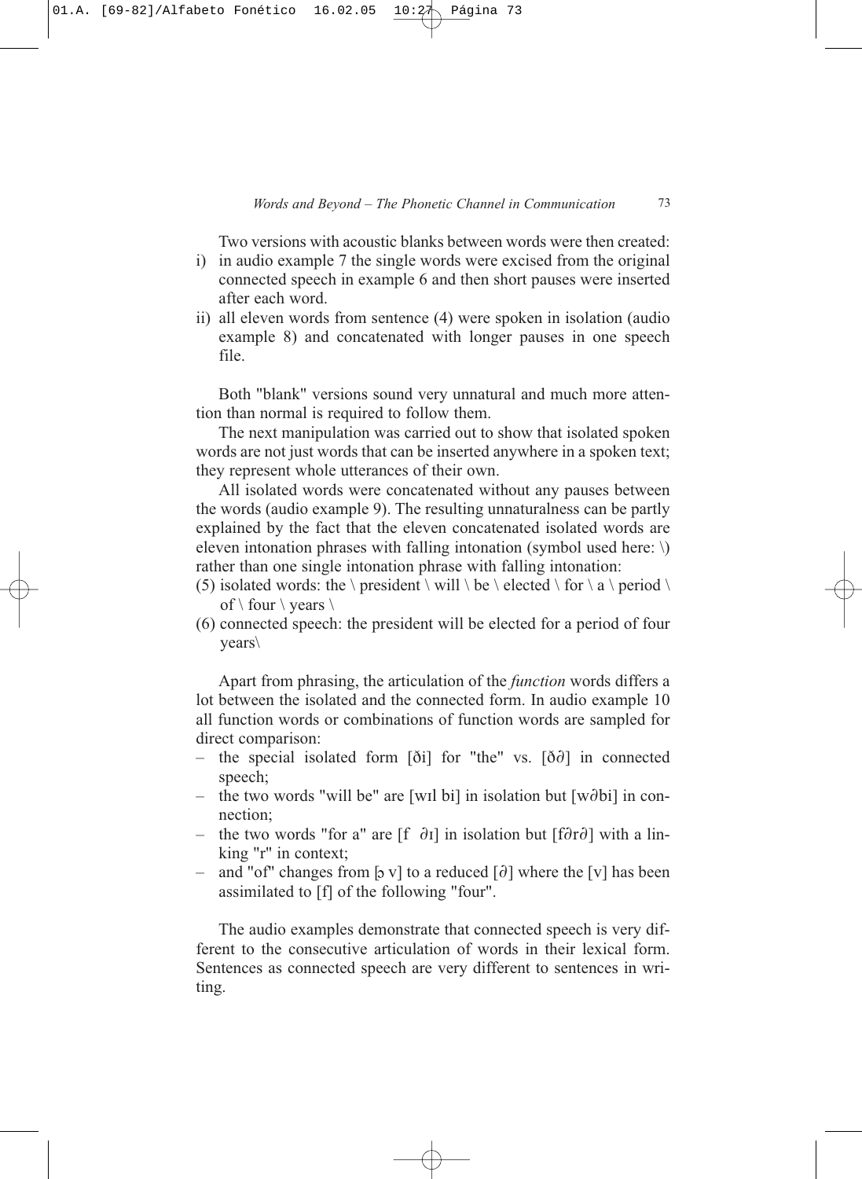Two versions with acoustic blanks between words were then created:

i) in audio example 7 the single words were excised from the original connected speech in example 6 and then short pauses were inserted after each word.
ii) all eleven words from sentence (4) were spoken in isolation (audio example 8) and concatenated with longer pauses in one speech file.

Both "blank" versions sound very unnatural and much more attention than normal is required to follow them.

The next manipulation was carried out to show that isolated spoken words are not just words that can be inserted anywhere in a spoken text; they represent whole utterances of their own.

All isolated words were concatenated without any pauses between the words (audio example 9). The resulting unnaturalness can be partly explained by the fact that the eleven concatenated isolated words are eleven intonation phrases with falling intonation (symbol used here: \) rather than one single intonation phrase with falling intonation:

(5) isolated words: the \ president \ will \ be \ elected \ for \ a \ period \ of \ four \ years \
(6) connected speech: the president will be elected for a period of four years\

Apart from phrasing, the articulation of the *function* words differs a lot between the isolated and the connected form. In audio example 10 all function words or combinations of function words are sampled for direct comparison:

- the special isolated form [ði] for "the" vs. [ð∂] in connected speech;
- the two words "will be" are [wɪl bi] in isolation but [w∂bi] in connection;
- the two words "for a" are [f ∂ɪ] in isolation but [f∂r∂] with a linking "r" in context;
- and "of" changes from [ɔ v] to a reduced [∂] where the [v] has been assimilated to [f] of the following "four".

The audio examples demonstrate that connected speech is very different to the consecutive articulation of words in their lexical form. Sentences as connected speech are very different to sentences in writing.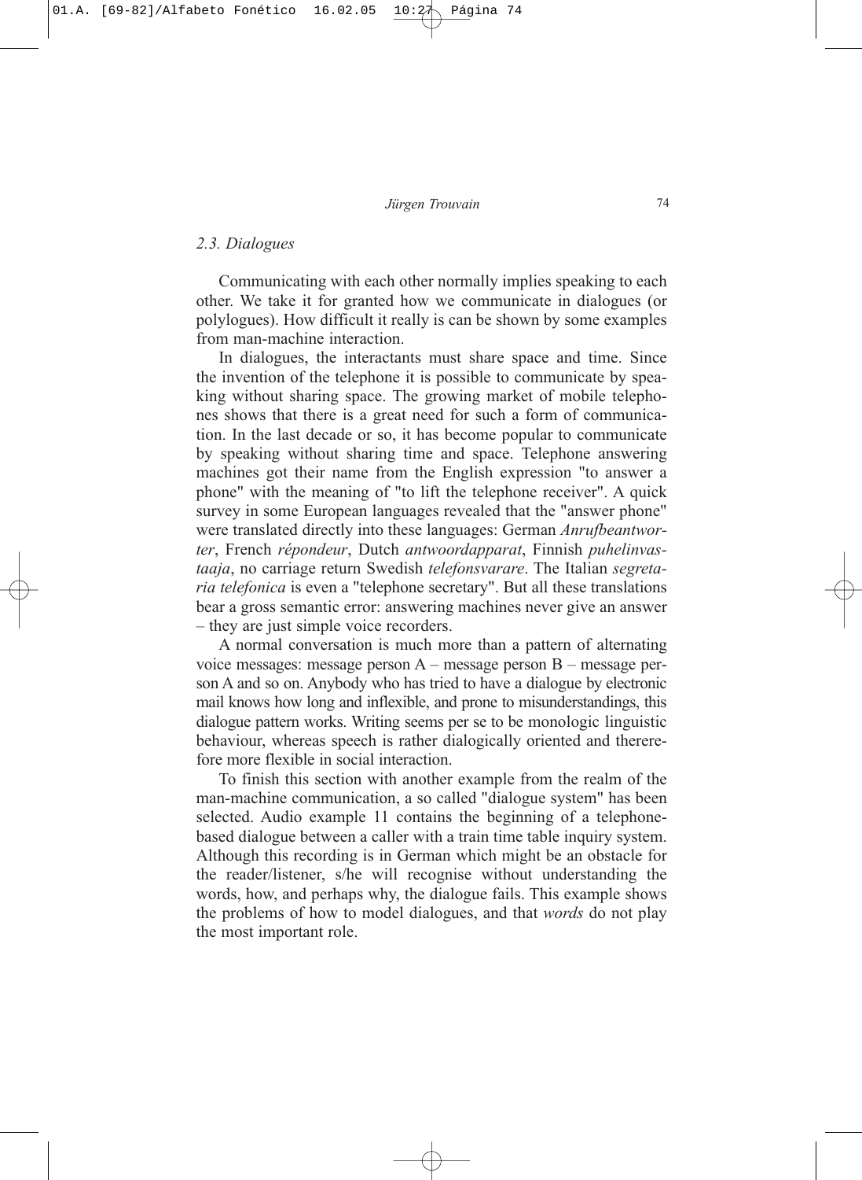### *2.3. Dialogues*

Communicating with each other normally implies speaking to each other. We take it for granted how we communicate in dialogues (or polylogues). How difficult it really is can be shown by some examples from man-machine interaction.

In dialogues, the interactants must share space and time. Since the invention of the telephone it is possible to communicate by speaking without sharing space. The growing market of mobile telephones shows that there is a great need for such a form of communication. In the last decade or so, it has become popular to communicate by speaking without sharing time and space. Telephone answering machines got their name from the English expression "to answer a phone" with the meaning of "to lift the telephone receiver". A quick survey in some European languages revealed that the "answer phone" were translated directly into these languages: German *Anrufbeantworter*, French *répondeur*, Dutch *antwoordapparat*, Finnish *puhelinvastaaja*, no carriage return Swedish *telefonsvarare*. The Italian *segretaria telefonica* is even a "telephone secretary". But all these translations bear a gross semantic error: answering machines never give an answer – they are just simple voice recorders.

A normal conversation is much more than a pattern of alternating voice messages: message person A – message person B – message person A and so on. Anybody who has tried to have a dialogue by electronic mail knows how long and inflexible, and prone to misunderstandings, this dialogue pattern works. Writing seems per se to be monologic linguistic behaviour, whereas speech is rather dialogically oriented and thererefore more flexible in social interaction.

To finish this section with another example from the realm of the man-machine communication, a so called "dialogue system" has been selected. Audio example 11 contains the beginning of a telephone-based dialogue between a caller with a train time table inquiry system. Although this recording is in German which might be an obstacle for the reader/listener, s/he will recognise without understanding the words, how, and perhaps why, the dialogue fails. This example shows the problems of how to model dialogues, and that *words* do not play the most important role.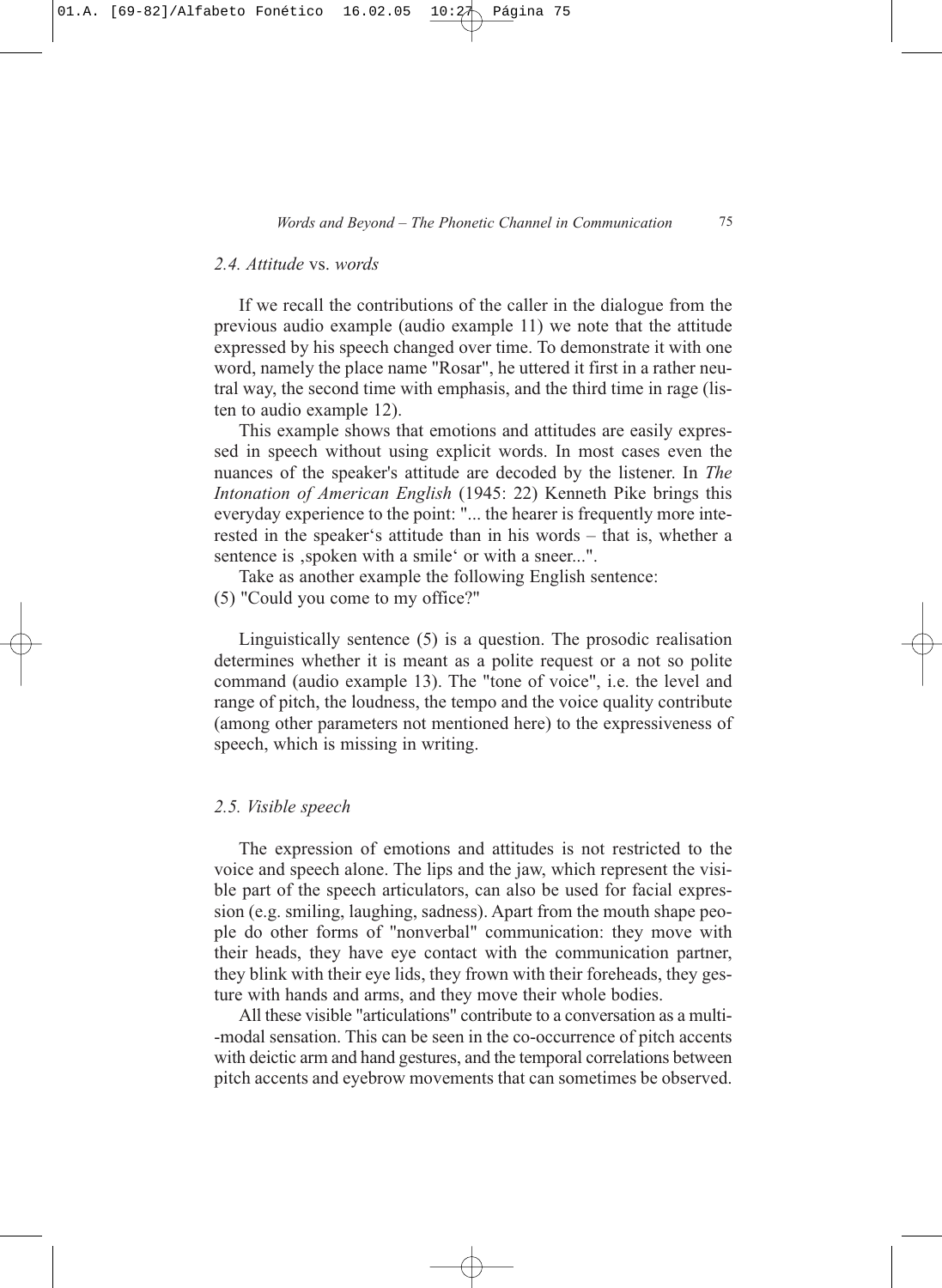### 2.4. *Attitude* vs. *words*

If we recall the contributions of the caller in the dialogue from the previous audio example (audio example 11) we note that the attitude expressed by his speech changed over time. To demonstrate it with one word, namely the place name "Rosar", he uttered it first in a rather neutral way, the second time with emphasis, and the third time in rage (listen to audio example 12).

This example shows that emotions and attitudes are easily expressed in speech without using explicit words. In most cases even the nuances of the speaker's attitude are decoded by the listener. In *The Intonation of American English* (1945: 22) Kenneth Pike brings this everyday experience to the point: "... the hearer is frequently more interested in the speaker's attitude than in his words – that is, whether a sentence is ‚spoken with a smile' or with a sneer...".

Take as another example the following English sentence:

(5) "Could you come to my office?"

Linguistically sentence (5) is a question. The prosodic realisation determines whether it is meant as a polite request or a not so polite command (audio example 13). The "tone of voice", i.e. the level and range of pitch, the loudness, the tempo and the voice quality contribute (among other parameters not mentioned here) to the expressiveness of speech, which is missing in writing.

### 2.5. *Visible speech*

The expression of emotions and attitudes is not restricted to the voice and speech alone. The lips and the jaw, which represent the visible part of the speech articulators, can also be used for facial expression (e.g. smiling, laughing, sadness). Apart from the mouth shape people do other forms of "nonverbal" communication: they move with their heads, they have eye contact with the communication partner, they blink with their eye lids, they frown with their foreheads, they gesture with hands and arms, and they move their whole bodies.

All these visible "articulations" contribute to a conversation as a multi-modal sensation. This can be seen in the co-occurrence of pitch accents with deictic arm and hand gestures, and the temporal correlations between pitch accents and eyebrow movements that can sometimes be observed.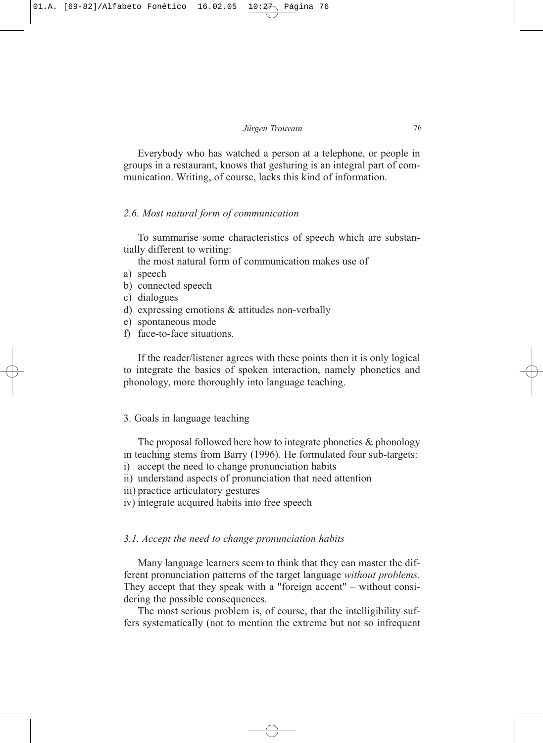Everybody who has watched a person at a telephone, or people in groups in a restaurant, knows that gesturing is an integral part of communication. Writing, of course, lacks this kind of information.

### *2.6. Most natural form of communication*

To summarise some characteristics of speech which are substantially different to writing:

the most natural form of communication makes use of

a) speech
b) connected speech
c) dialogues
d) expressing emotions & attitudes non-verbally
e) spontaneous mode
f) face-to-face situations.

If the reader/listener agrees with these points then it is only logical to integrate the basics of spoken interaction, namely phonetics and phonology, more thoroughly into language teaching.

## 3. Goals in language teaching

The proposal followed here how to integrate phonetics & phonology in teaching stems from Barry (1996). He formulated four sub-targets:

i) accept the need to change pronunciation habits
ii) understand aspects of pronunciation that need attention
iii) practice articulatory gestures
iv) integrate acquired habits into free speech

### *3.1. Accept the need to change pronunciation habits*

Many language learners seem to think that they can master the different pronunciation patterns of the target language *without problems*. They accept that they speak with a "foreign accent" – without considering the possible consequences.

The most serious problem is, of course, that the intelligibility suffers systematically (not to mention the extreme but not so infrequent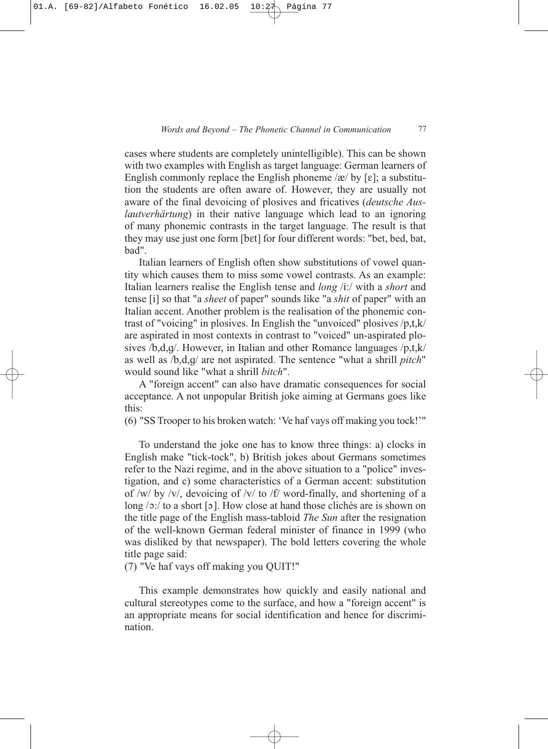cases where students are completely unintelligible). This can be shown with two examples with English as target language: German learners of English commonly replace the English phoneme /æ/ by [ɛ]; a substitution the students are often aware of. However, they are usually not aware of the final devoicing of plosives and fricatives (*deutsche Auslautverhärtung*) in their native language which lead to an ignoring of many phonemic contrasts in the target language. The result is that they may use just one form [bɛt] for four different words: "bet, bed, bat, bad".

Italian learners of English often show substitutions of vowel quantity which causes them to miss some vowel contrasts. As an example: Italian learners realise the English tense and *long* /iː/ with a *short* and tense [i] so that "a *sheet* of paper" sounds like "a *shit* of paper" with an Italian accent. Another problem is the realisation of the phonemic contrast of "voicing" in plosives. In English the "unvoiced" plosives /p,t,k/ are aspirated in most contexts in contrast to "voiced" un-aspirated plosives /b,d,g/. However, in Italian and other Romance languages /p,t,k/ as well as /b,d,g/ are not aspirated. The sentence "what a shrill *pitch*" would sound like "what a shrill *bitch*".

A "foreign accent" can also have dramatic consequences for social acceptance. A not unpopular British joke aiming at Germans goes like this:

(6) "SS Trooper to his broken watch: 'Ve haf vays off making you tock!'"

To understand the joke one has to know three things: a) clocks in English make "tick-tock", b) British jokes about Germans sometimes refer to the Nazi regime, and in the above situation to a "police" investigation, and c) some characteristics of a German accent: substitution of /w/ by /v/, devoicing of /v/ to /f/ word-finally, and shortening of a long /ɔː/ to a short [ɔ]. How close at hand those clichés are is shown on the title page of the English mass-tabloid *The Sun* after the resignation of the well-known German federal minister of finance in 1999 (who was disliked by that newspaper). The bold letters covering the whole title page said:

(7) "Ve haf vays off making you QUIT!"

This example demonstrates how quickly and easily national and cultural stereotypes come to the surface, and how a "foreign accent" is an appropriate means for social identification and hence for discrimination.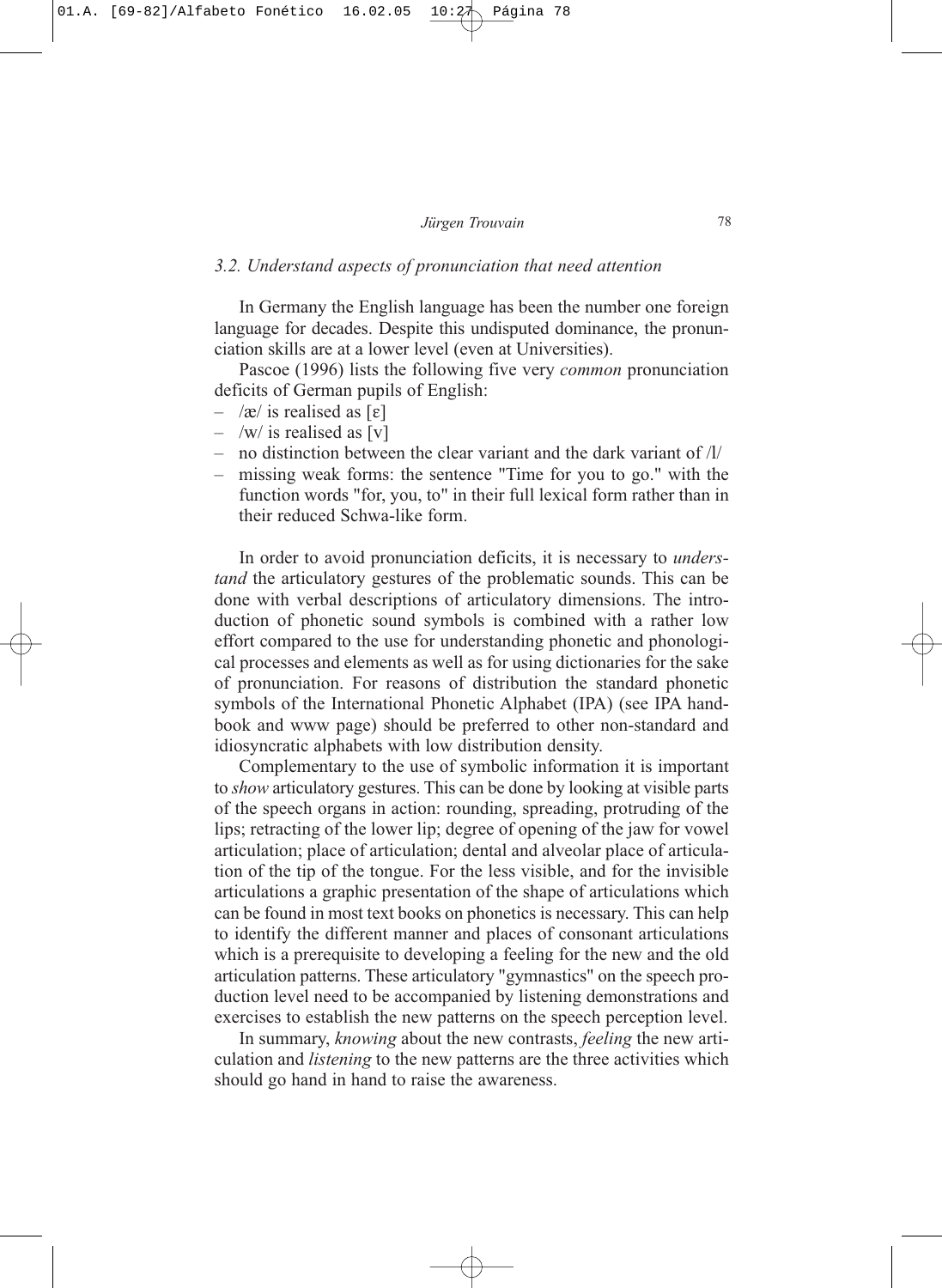### *3.2. Understand aspects of pronunciation that need attention*

In Germany the English language has been the number one foreign language for decades. Despite this undisputed dominance, the pronunciation skills are at a lower level (even at Universities).

Pascoe (1996) lists the following five very *common* pronunciation deficits of German pupils of English:

- /æ/ is realised as [ɛ]
- /w/ is realised as [v]
- no distinction between the clear variant and the dark variant of /l/
- missing weak forms: the sentence "Time for you to go." with the function words "for, you, to" in their full lexical form rather than in their reduced Schwa-like form.

In order to avoid pronunciation deficits, it is necessary to *understand* the articulatory gestures of the problematic sounds. This can be done with verbal descriptions of articulatory dimensions. The introduction of phonetic sound symbols is combined with a rather low effort compared to the use for understanding phonetic and phonological processes and elements as well as for using dictionaries for the sake of pronunciation. For reasons of distribution the standard phonetic symbols of the International Phonetic Alphabet (IPA) (see IPA handbook and www page) should be preferred to other non-standard and idiosyncratic alphabets with low distribution density.

Complementary to the use of symbolic information it is important to *show* articulatory gestures. This can be done by looking at visible parts of the speech organs in action: rounding, spreading, protruding of the lips; retracting of the lower lip; degree of opening of the jaw for vowel articulation; place of articulation; dental and alveolar place of articulation of the tip of the tongue. For the less visible, and for the invisible articulations a graphic presentation of the shape of articulations which can be found in most text books on phonetics is necessary. This can help to identify the different manner and places of consonant articulations which is a prerequisite to developing a feeling for the new and the old articulation patterns. These articulatory "gymnastics" on the speech production level need to be accompanied by listening demonstrations and exercises to establish the new patterns on the speech perception level.

In summary, *knowing* about the new contrasts, *feeling* the new articulation and *listening* to the new patterns are the three activities which should go hand in hand to raise the awareness.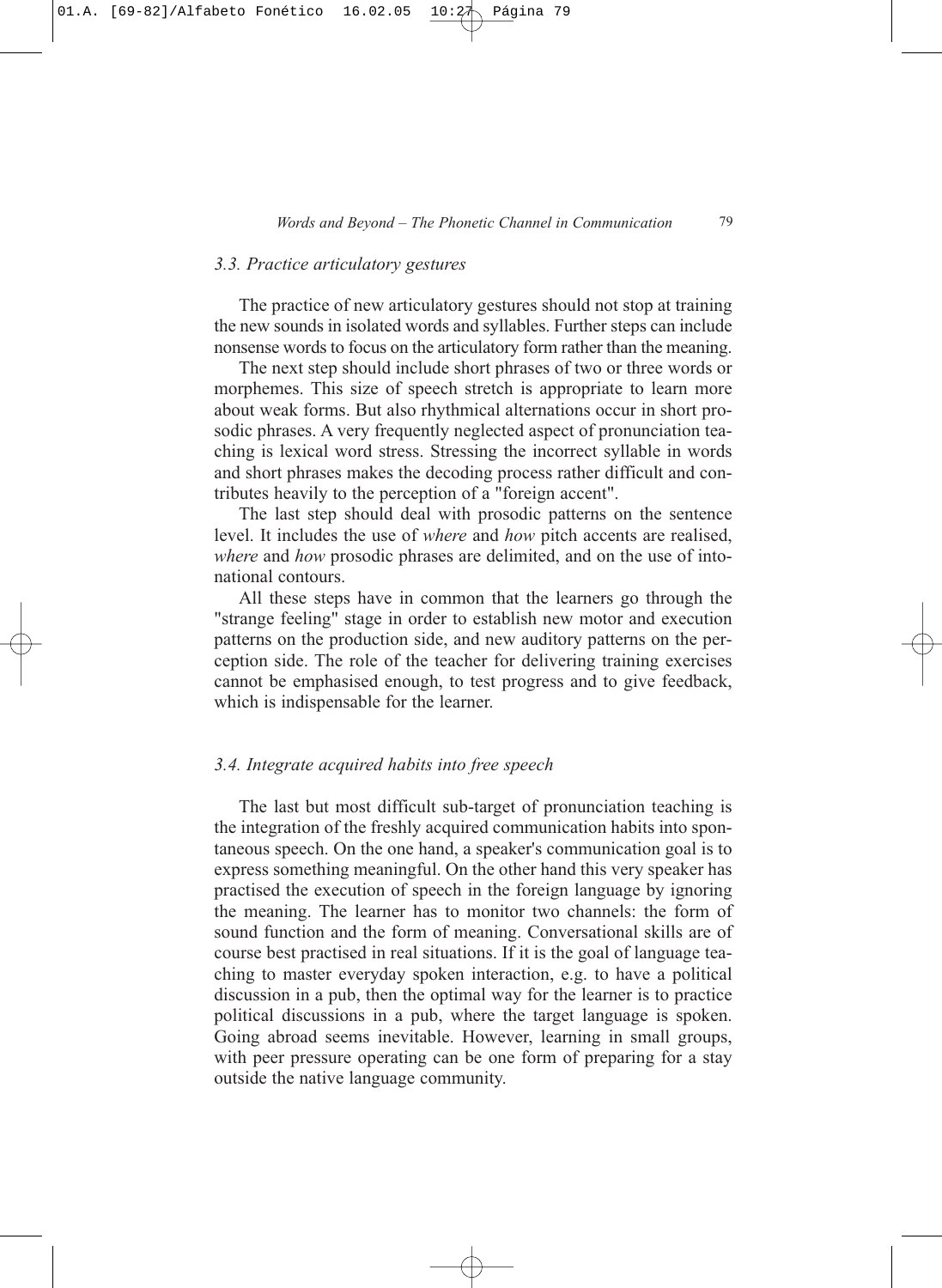### *3.3. Practice articulatory gestures*

The practice of new articulatory gestures should not stop at training the new sounds in isolated words and syllables. Further steps can include nonsense words to focus on the articulatory form rather than the meaning.

The next step should include short phrases of two or three words or morphemes. This size of speech stretch is appropriate to learn more about weak forms. But also rhythmical alternations occur in short prosodic phrases. A very frequently neglected aspect of pronunciation teaching is lexical word stress. Stressing the incorrect syllable in words and short phrases makes the decoding process rather difficult and contributes heavily to the perception of a "foreign accent".

The last step should deal with prosodic patterns on the sentence level. It includes the use of *where* and *how* pitch accents are realised, *where* and *how* prosodic phrases are delimited, and on the use of intonational contours.

All these steps have in common that the learners go through the "strange feeling" stage in order to establish new motor and execution patterns on the production side, and new auditory patterns on the perception side. The role of the teacher for delivering training exercises cannot be emphasised enough, to test progress and to give feedback, which is indispensable for the learner.

### *3.4. Integrate acquired habits into free speech*

The last but most difficult sub-target of pronunciation teaching is the integration of the freshly acquired communication habits into spontaneous speech. On the one hand, a speaker's communication goal is to express something meaningful. On the other hand this very speaker has practised the execution of speech in the foreign language by ignoring the meaning. The learner has to monitor two channels: the form of sound function and the form of meaning. Conversational skills are of course best practised in real situations. If it is the goal of language teaching to master everyday spoken interaction, e.g. to have a political discussion in a pub, then the optimal way for the learner is to practice political discussions in a pub, where the target language is spoken. Going abroad seems inevitable. However, learning in small groups, with peer pressure operating can be one form of preparing for a stay outside the native language community.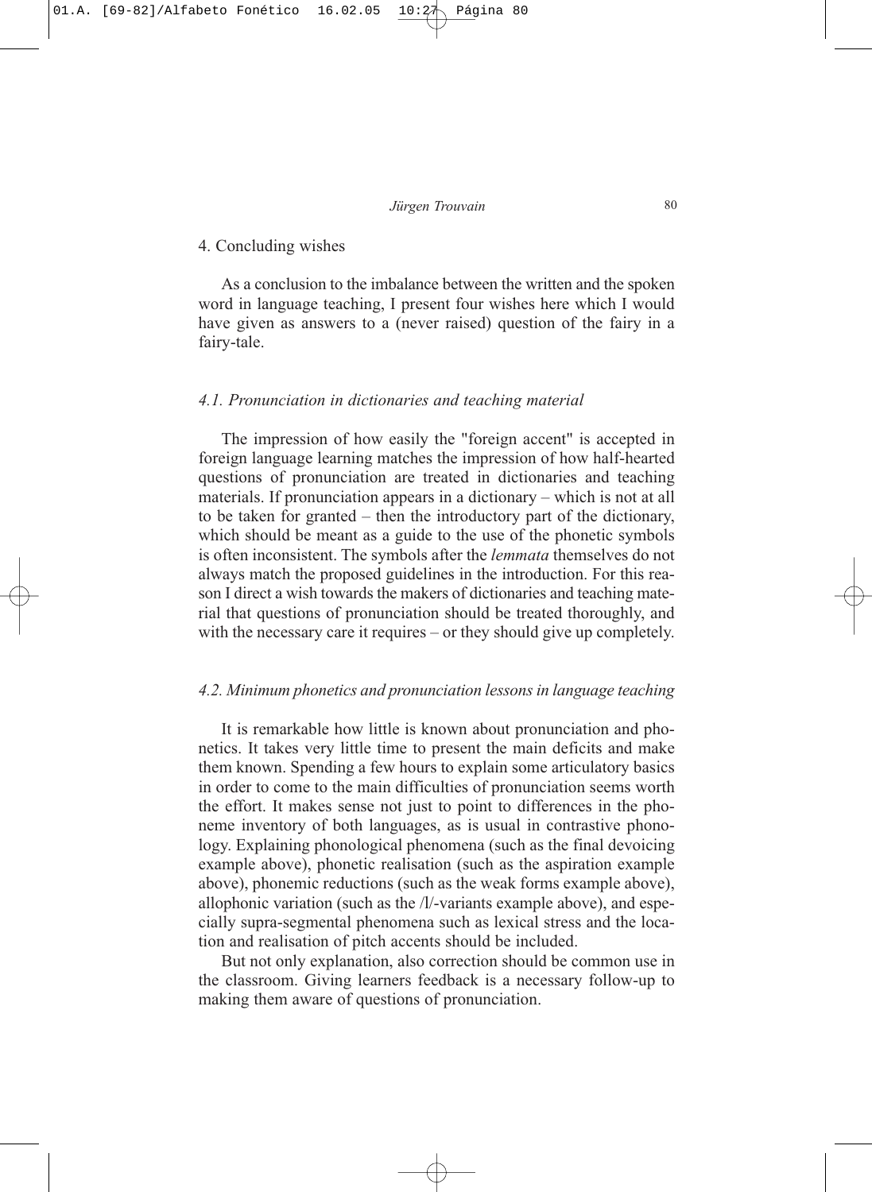## 4. Concluding wishes

As a conclusion to the imbalance between the written and the spoken word in language teaching, I present four wishes here which I would have given as answers to a (never raised) question of the fairy in a fairy-tale.

### *4.1. Pronunciation in dictionaries and teaching material*

The impression of how easily the "foreign accent" is accepted in foreign language learning matches the impression of how half-hearted questions of pronunciation are treated in dictionaries and teaching materials. If pronunciation appears in a dictionary – which is not at all to be taken for granted – then the introductory part of the dictionary, which should be meant as a guide to the use of the phonetic symbols is often inconsistent. The symbols after the *lemmata* themselves do not always match the proposed guidelines in the introduction. For this reason I direct a wish towards the makers of dictionaries and teaching material that questions of pronunciation should be treated thoroughly, and with the necessary care it requires – or they should give up completely.

### *4.2. Minimum phonetics and pronunciation lessons in language teaching*

It is remarkable how little is known about pronunciation and phonetics. It takes very little time to present the main deficits and make them known. Spending a few hours to explain some articulatory basics in order to come to the main difficulties of pronunciation seems worth the effort. It makes sense not just to point to differences in the phoneme inventory of both languages, as is usual in contrastive phonology. Explaining phonological phenomena (such as the final devoicing example above), phonetic realisation (such as the aspiration example above), phonemic reductions (such as the weak forms example above), allophonic variation (such as the /l/-variants example above), and especially supra-segmental phenomena such as lexical stress and the location and realisation of pitch accents should be included.

But not only explanation, also correction should be common use in the classroom. Giving learners feedback is a necessary follow-up to making them aware of questions of pronunciation.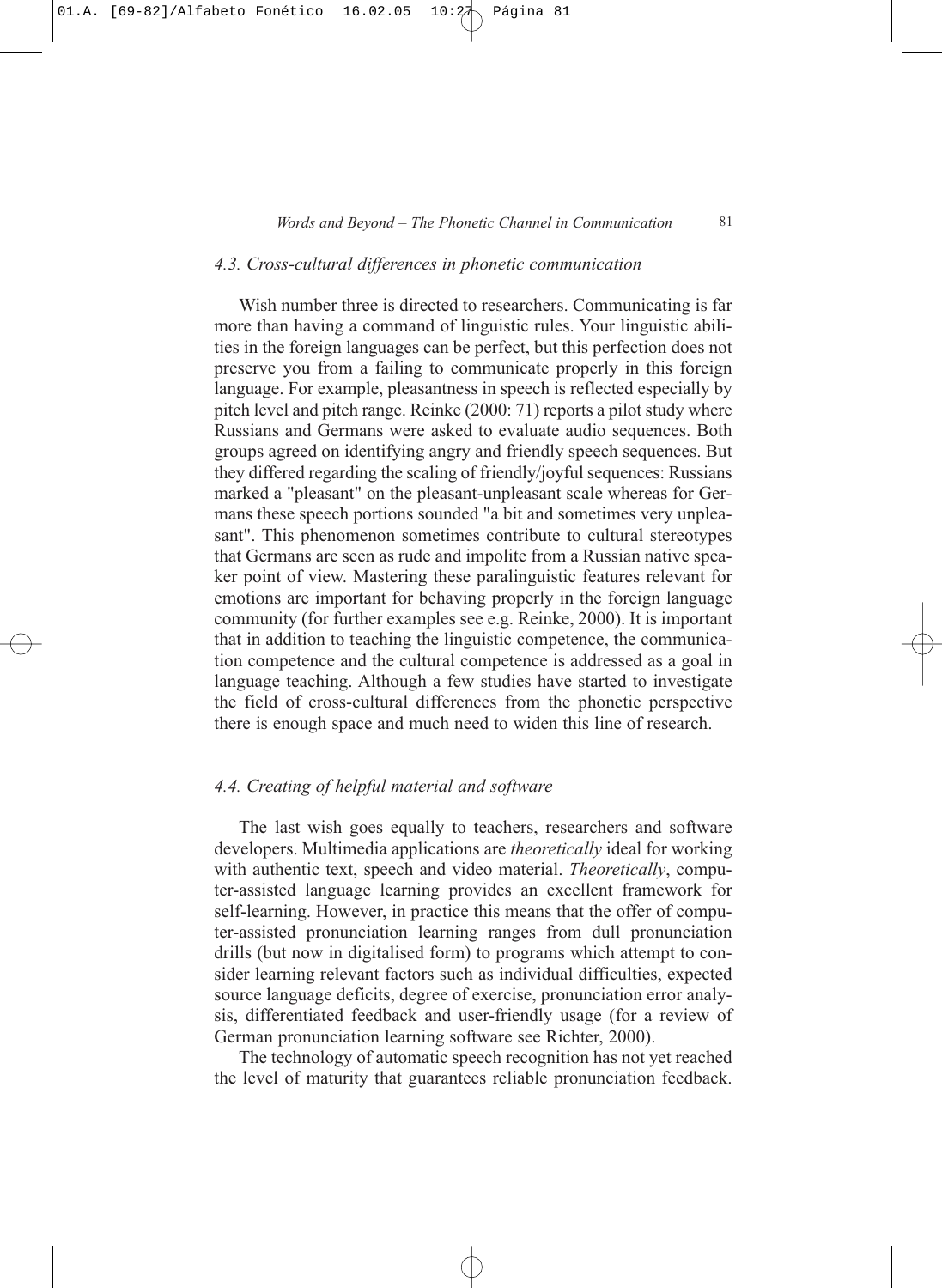### *4.3. Cross-cultural differences in phonetic communication*

Wish number three is directed to researchers. Communicating is far more than having a command of linguistic rules. Your linguistic abilities in the foreign languages can be perfect, but this perfection does not preserve you from a failing to communicate properly in this foreign language. For example, pleasantness in speech is reflected especially by pitch level and pitch range. Reinke (2000: 71) reports a pilot study where Russians and Germans were asked to evaluate audio sequences. Both groups agreed on identifying angry and friendly speech sequences. But they differed regarding the scaling of friendly/joyful sequences: Russians marked a "pleasant" on the pleasant-unpleasant scale whereas for Germans these speech portions sounded "a bit and sometimes very unpleasant". This phenomenon sometimes contribute to cultural stereotypes that Germans are seen as rude and impolite from a Russian native speaker point of view. Mastering these paralinguistic features relevant for emotions are important for behaving properly in the foreign language community (for further examples see e.g. Reinke, 2000). It is important that in addition to teaching the linguistic competence, the communication competence and the cultural competence is addressed as a goal in language teaching. Although a few studies have started to investigate the field of cross-cultural differences from the phonetic perspective there is enough space and much need to widen this line of research.

### *4.4. Creating of helpful material and software*

The last wish goes equally to teachers, researchers and software developers. Multimedia applications are *theoretically* ideal for working with authentic text, speech and video material. *Theoretically*, computer-assisted language learning provides an excellent framework for self-learning. However, in practice this means that the offer of computer-assisted pronunciation learning ranges from dull pronunciation drills (but now in digitalised form) to programs which attempt to consider learning relevant factors such as individual difficulties, expected source language deficits, degree of exercise, pronunciation error analysis, differentiated feedback and user-friendly usage (for a review of German pronunciation learning software see Richter, 2000).

The technology of automatic speech recognition has not yet reached the level of maturity that guarantees reliable pronunciation feedback.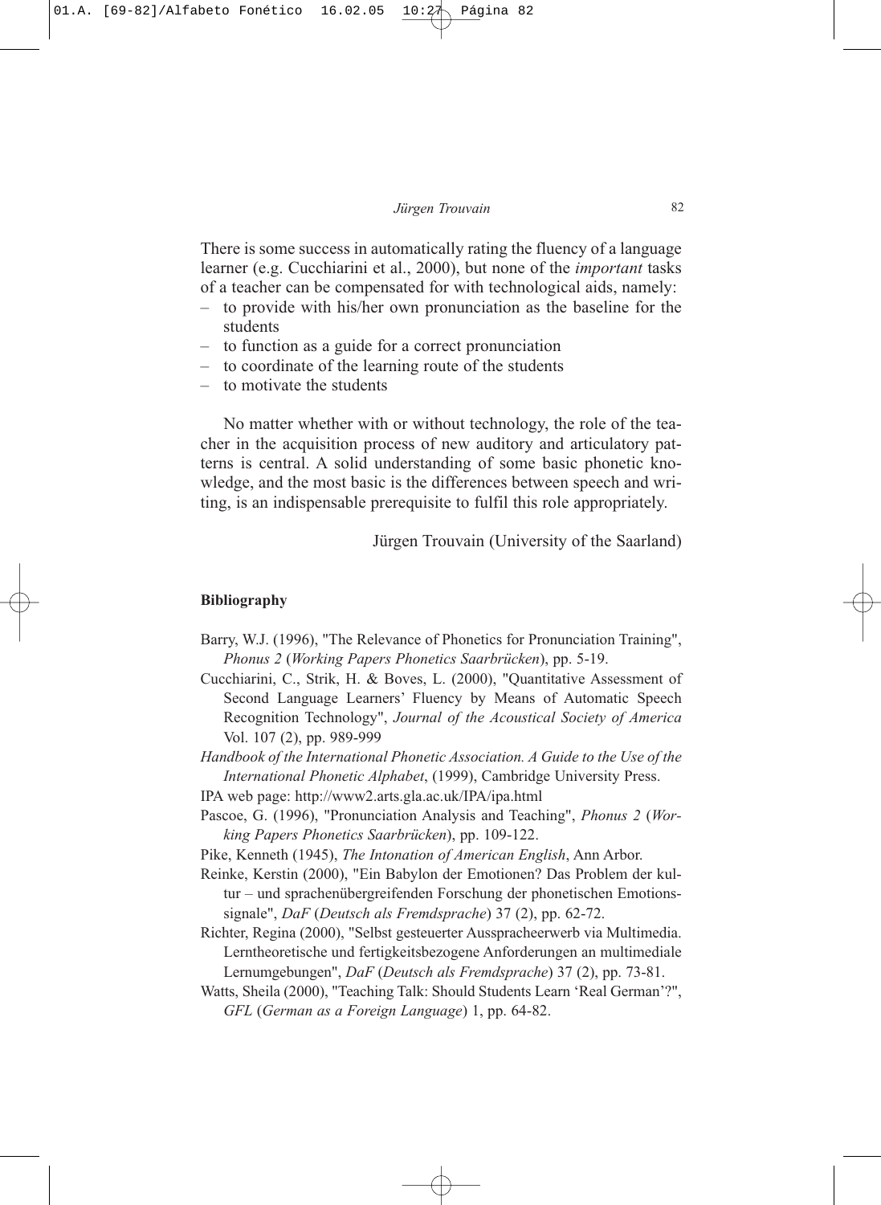There is some success in automatically rating the fluency of a language learner (e.g. Cucchiarini et al., 2000), but none of the *important* tasks of a teacher can be compensated for with technological aids, namely:

- to provide with his/her own pronunciation as the baseline for the students
- to function as a guide for a correct pronunciation
- to coordinate of the learning route of the students
- to motivate the students

No matter whether with or without technology, the role of the teacher in the acquisition process of new auditory and articulatory patterns is central. A solid understanding of some basic phonetic knowledge, and the most basic is the differences between speech and writing, is an indispensable prerequisite to fulfil this role appropriately.

Jürgen Trouvain (University of the Saarland)

**Bibliography**

Barry, W.J. (1996), "The Relevance of Phonetics for Pronunciation Training", *Phonus 2* (*Working Papers Phonetics Saarbrücken*), pp. 5-19.

Cucchiarini, C., Strik, H. & Boves, L. (2000), "Quantitative Assessment of Second Language Learners' Fluency by Means of Automatic Speech Recognition Technology", *Journal of the Acoustical Society of America* Vol. 107 (2), pp. 989-999

*Handbook of the International Phonetic Association. A Guide to the Use of the International Phonetic Alphabet*, (1999), Cambridge University Press.

IPA web page: http://www2.arts.gla.ac.uk/IPA/ipa.html

Pascoe, G. (1996), "Pronunciation Analysis and Teaching", *Phonus 2* (*Working Papers Phonetics Saarbrücken*), pp. 109-122.

Pike, Kenneth (1945), *The Intonation of American English*, Ann Arbor.

Reinke, Kerstin (2000), "Ein Babylon der Emotionen? Das Problem der kultur – und sprachenübergreifenden Forschung der phonetischen Emotionssignale", *DaF* (*Deutsch als Fremdsprache*) 37 (2), pp. 62-72.

Richter, Regina (2000), "Selbst gesteuerter Ausspracheerwerb via Multimedia. Lerntheoretische und fertigkeitsbezogene Anforderungen an multimediale Lernumgebungen", *DaF* (*Deutsch als Fremdsprache*) 37 (2), pp. 73-81.

Watts, Sheila (2000), "Teaching Talk: Should Students Learn 'Real German'?", *GFL* (*German as a Foreign Language*) 1, pp. 64-82.